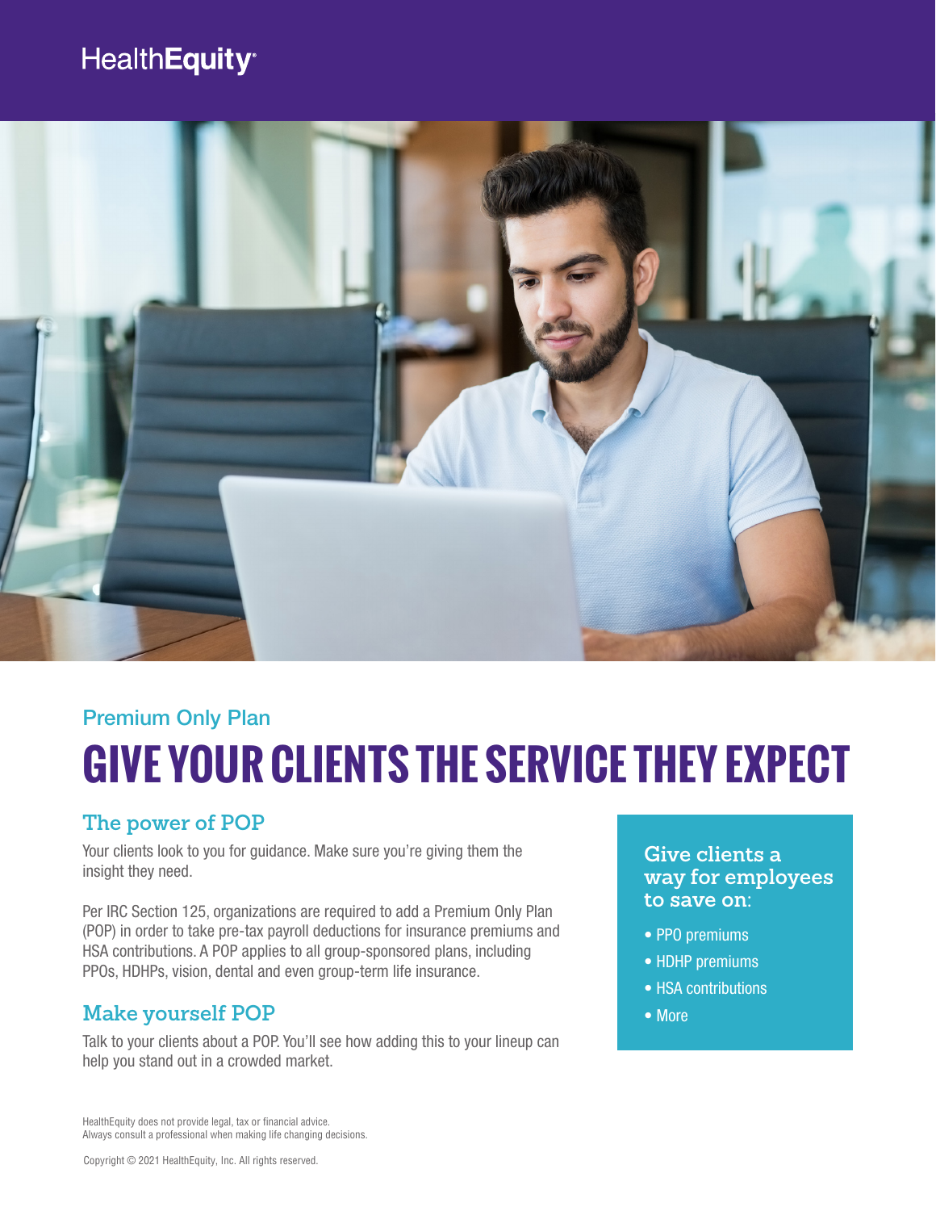HealthEquity

## Premium Only Plan

# GIVE YOUR CLIENTS THE SERVICE THEY EXPECT

## The power of POP

Your clients look to you for guidance. Make sure you're giving them the insight they need.

Per IRC Section 125, organizations are required to add a Premium Only Plan (POP) in order to take pre-tax payroll deductions for insurance premiums and HSA contributions. A POP applies to all group-sponsored plans, including PPOs, HDHPs, vision, dental and even group-term life insurance.

## Make yourself POP

Talk to your clients about a POP. You'll see how adding this to your lineup can help you stand out in a crowded market.

### Give clients a way for employees to save on:

- PPO premiums
- HDHP premiums
- HSA contributions
- More

HealthEquity does not provide legal, tax or financial advice.
Always consult a professional when making life changing decisions.

Copyright © 2021 HealthEquity, Inc. All rights reserved.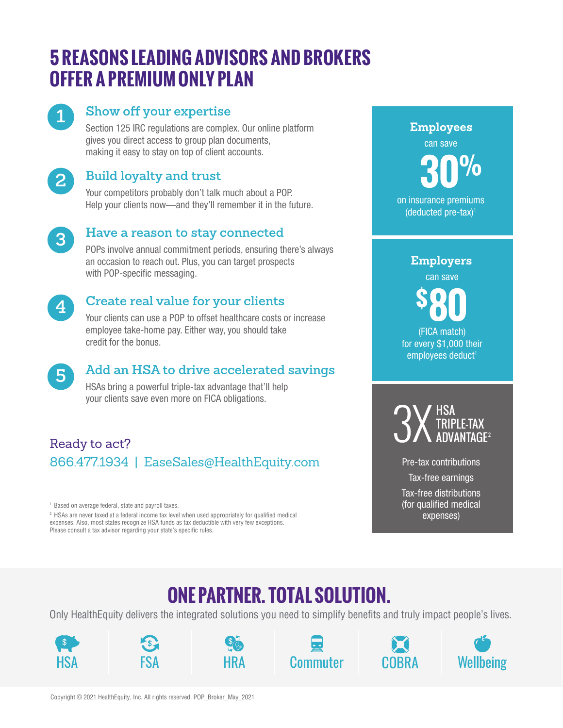# 5 REASONS LEADING ADVISORS AND BROKERS OFFER A PREMIUM ONLY PLAN

## 1 Show off your expertise

Section 125 IRC regulations are complex. Our online platform gives you direct access to group plan documents, making it easy to stay on top of client accounts.

## 2 Build loyalty and trust

Your competitors probably don't talk much about a POP. Help your clients now—and they'll remember it in the future.

## 3 Have a reason to stay connected

POPs involve annual commitment periods, ensuring there's always an occasion to reach out. Plus, you can target prospects with POP-specific messaging.

## 4 Create real value for your clients

Your clients can use a POP to offset healthcare costs or increase employee take-home pay. Either way, you should take credit for the bonus.

## 5 Add an HSA to drive accelerated savings

HSAs bring a powerful triple-tax advantage that'll help your clients save even more on FICA obligations.

**Employees** can save **30%** on insurance premiums (deducted pre-tax)[1]

**Employers** can save **$80** (FICA match) for every $1,000 their employees deduct[1]

**3X HSA TRIPLE-TAX ADVANTAGE**[2]

- Pre-tax contributions
- Tax-free earnings
- Tax-free distributions (for qualified medical expenses)

Ready to act?

866.477.1934 | EaseSales@HealthEquity.com

[1] Based on average federal, state and payroll taxes.

[2] HSAs are never taxed at a federal income tax level when used appropriately for qualified medical expenses. Also, most states recognize HSA funds as tax deductible with very few exceptions. Please consult a tax advisor regarding your state's specific rules.

## ONE PARTNER. TOTAL SOLUTION.

Only HealthEquity delivers the integrated solutions you need to simplify benefits and truly impact people's lives.

HSA | FSA | HRA | Commuter | COBRA | Wellbeing

Copyright © 2021 HealthEquity, Inc. All rights reserved. POP_Broker_May_2021